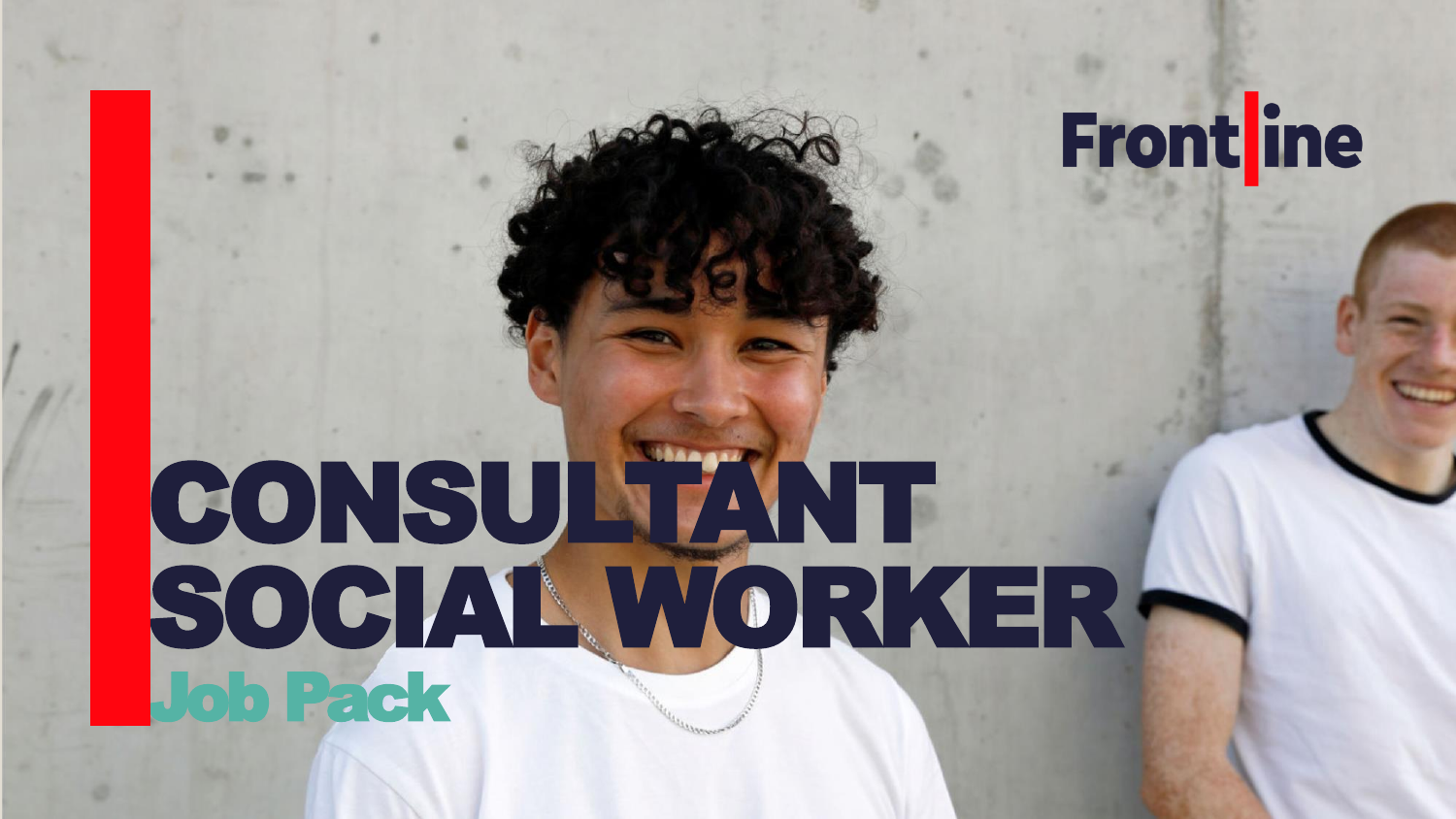Frontline

# CONSULTANT SOCIAL WORKER

## Job Pack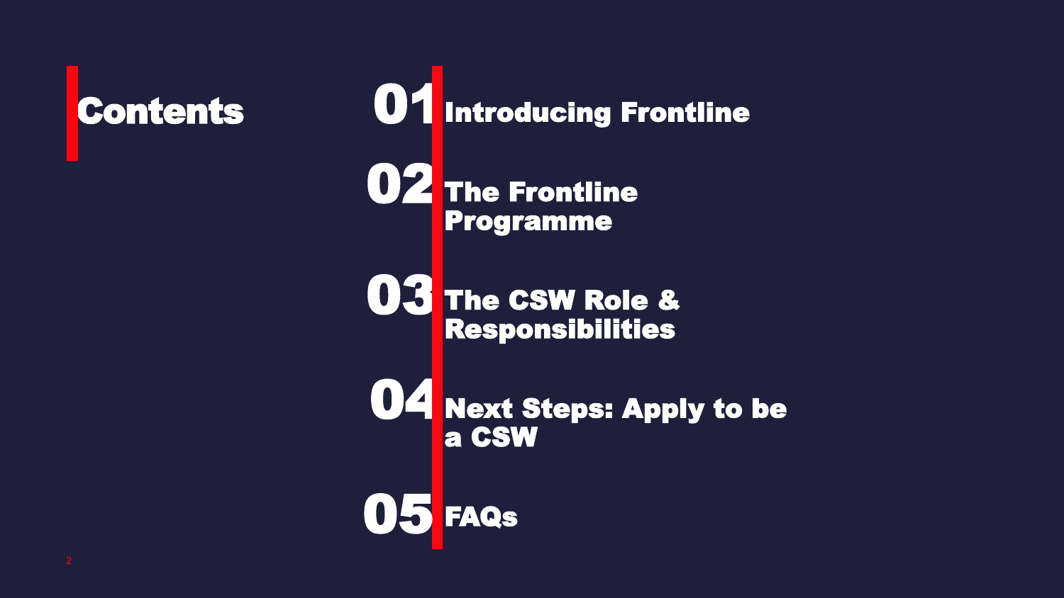# Contents

01 Introducing Frontline

02 The Frontline Programme

03 The CSW Role & Responsibilities

04 Next Steps: Apply to be a CSW

05 FAQs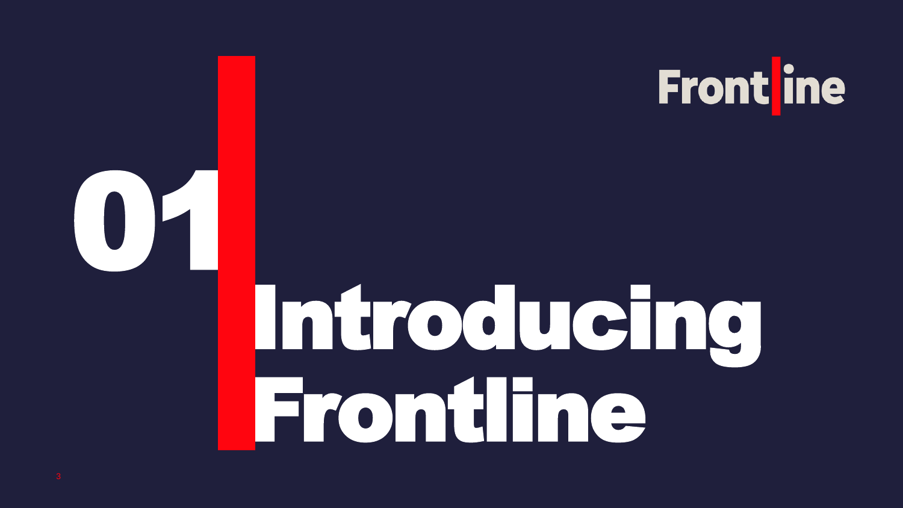Frontline

# 01 Introducing Frontline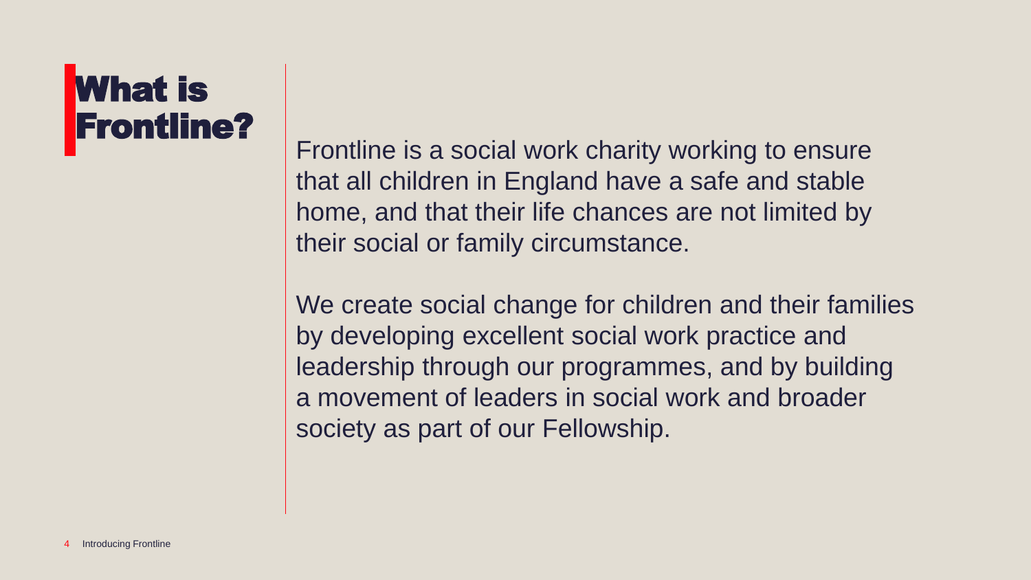# What is Frontline?

Frontline is a social work charity working to ensure that all children in England have a safe and stable home, and that their life chances are not limited by their social or family circumstance.

We create social change for children and their families by developing excellent social work practice and leadership through our programmes, and by building a movement of leaders in social work and broader society as part of our Fellowship.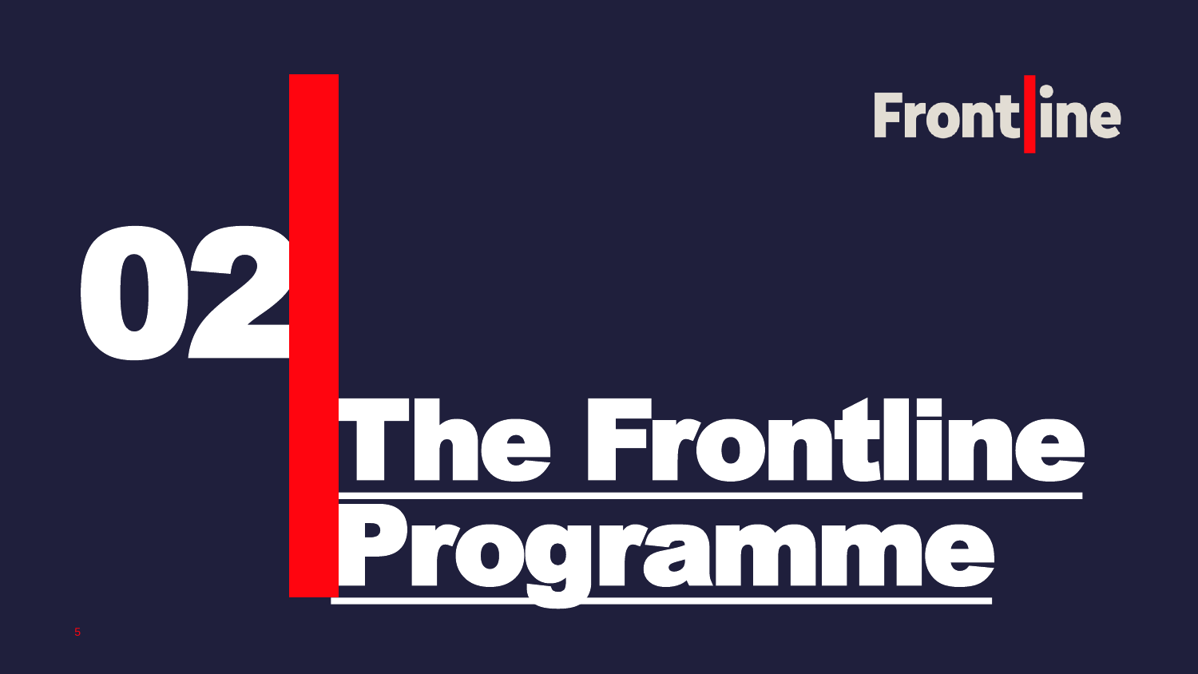# 02 The Frontline Programme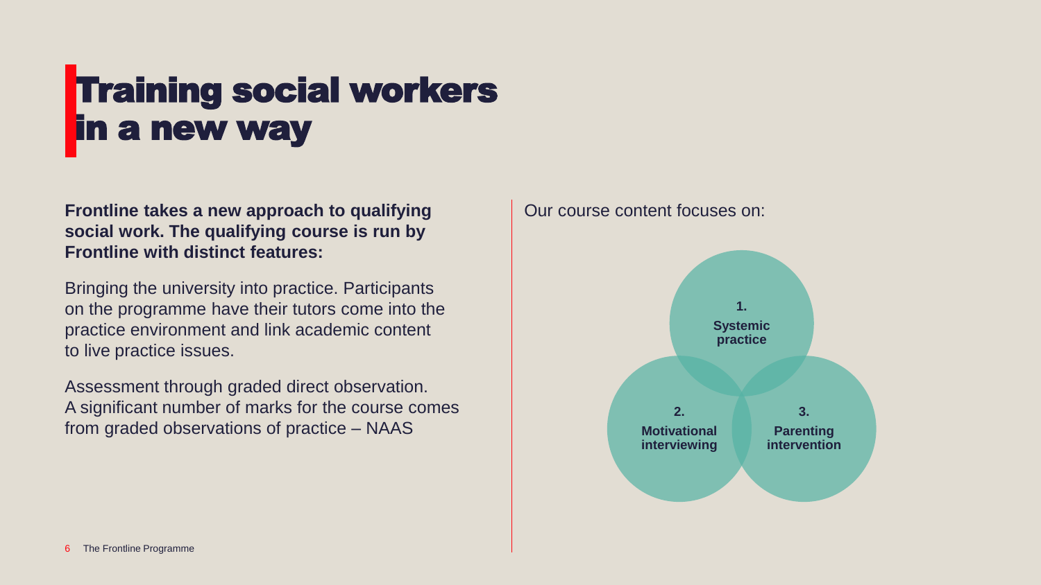# Training social workers in a new way

**Frontline takes a new approach to qualifying social work. The qualifying course is run by Frontline with distinct features:**

Bringing the university into practice. Participants on the programme have their tutors come into the practice environment and link academic content to live practice issues.

Assessment through graded direct observation. A significant number of marks for the course comes from graded observations of practice – NAAS

Our course content focuses on:

1. **Systemic practice**
2. **Motivational interviewing**
3. **Parenting intervention**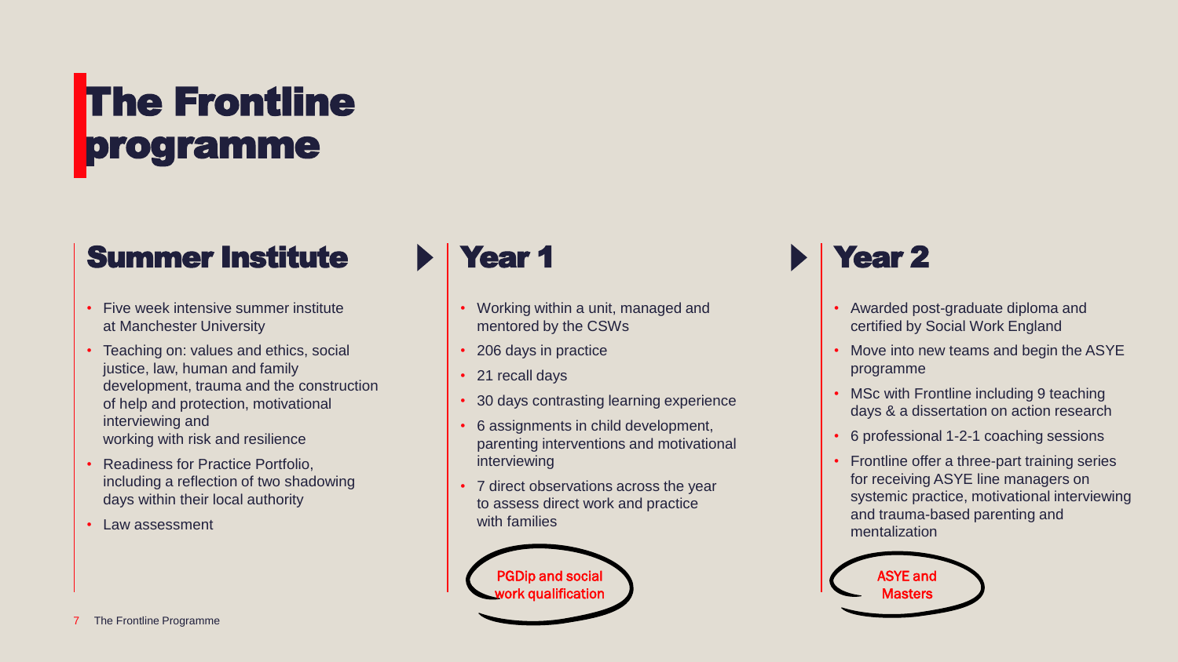# The Frontline programme

## Summer Institute

- Five week intensive summer institute at Manchester University
- Teaching on: values and ethics, social justice, law, human and family development, trauma and the construction of help and protection, motivational interviewing and working with risk and resilience
- Readiness for Practice Portfolio, including a reflection of two shadowing days within their local authority
- Law assessment

## Year 1

- Working within a unit, managed and mentored by the CSWs
- 206 days in practice
- 21 recall days
- 30 days contrasting learning experience
- 6 assignments in child development, parenting interventions and motivational interviewing
- 7 direct observations across the year to assess direct work and practice with families

PGDip and social work qualification

## Year 2

- Awarded post-graduate diploma and certified by Social Work England
- Move into new teams and begin the ASYE programme
- MSc with Frontline including 9 teaching days & a dissertation on action research
- 6 professional 1-2-1 coaching sessions
- Frontline offer a three-part training series for receiving ASYE line managers on systemic practice, motivational interviewing and trauma-based parenting and mentalization

ASYE and Masters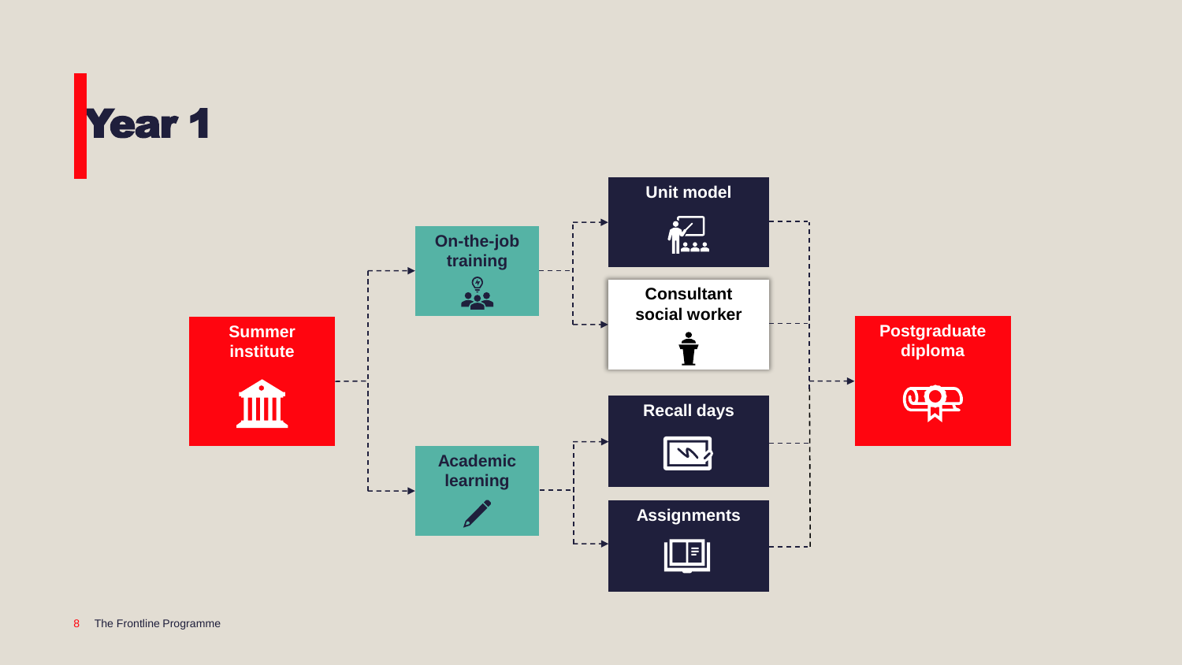# Year 1

Summer institute

On-the-job training

Academic learning

Unit model

Consultant social worker

Recall days

Assignments

Postgraduate diploma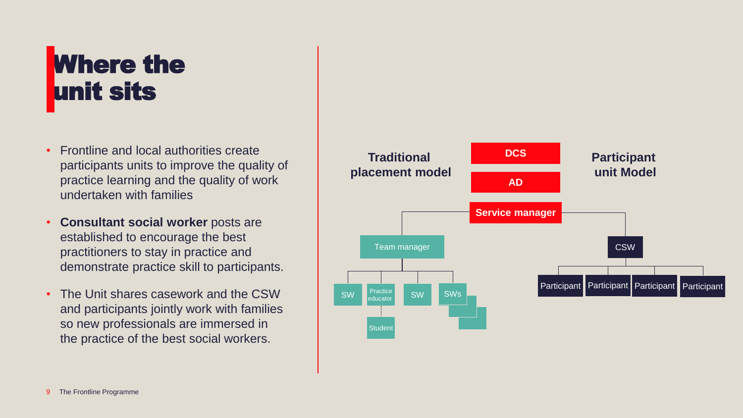# Where the unit sits

- Frontline and local authorities create participants units to improve the quality of practice learning and the quality of work undertaken with families
- **Consultant social worker** posts are established to encourage the best practitioners to stay in practice and demonstrate practice skill to participants.
- The Unit shares casework and the CSW and participants jointly work with families so new professionals are immersed in the practice of the best social workers.

**Traditional placement model**

**Participant unit Model**

**DCS**

**AD**

**Service manager**

Team manager

SW

Practice educator

Student

SW

SWs

CSW

Participant

Participant

Participant

Participant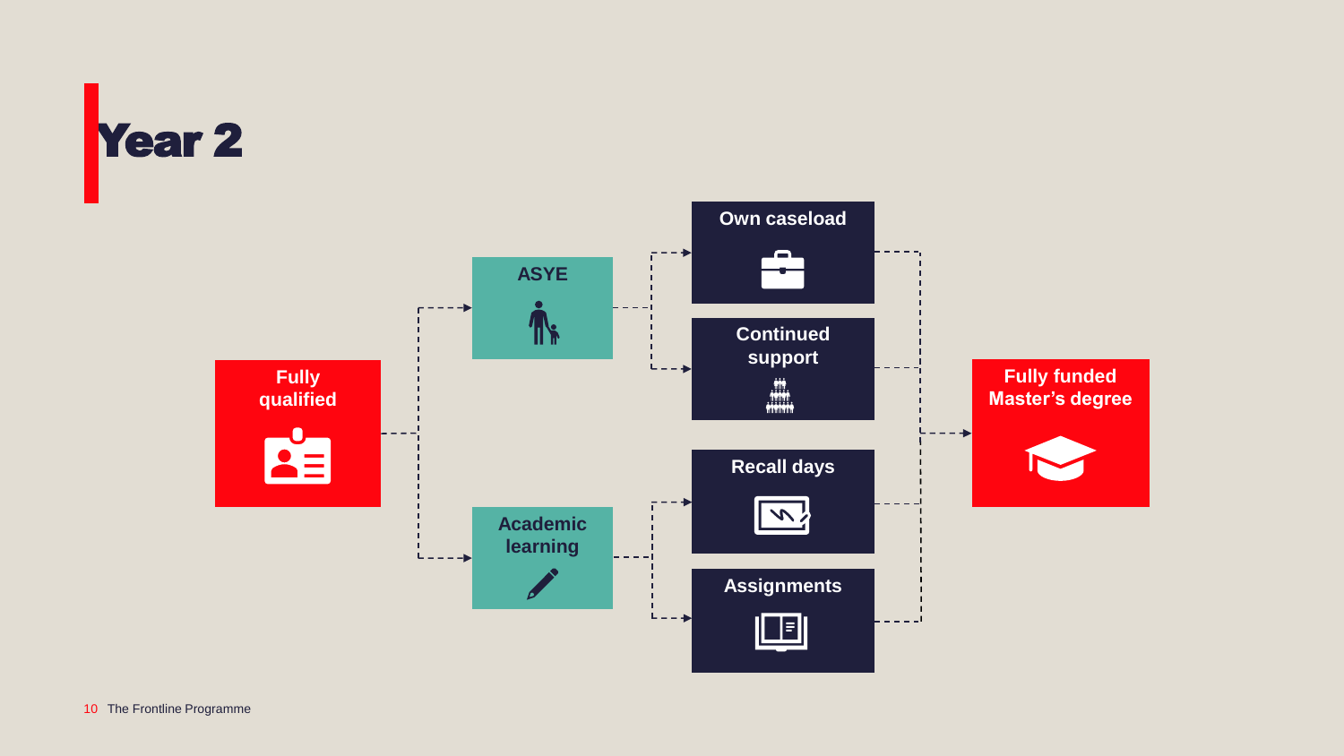# Year 2

Fully qualified

ASYE

Academic learning

Own caseload

Continued support

Recall days

Assignments

Fully funded Master's degree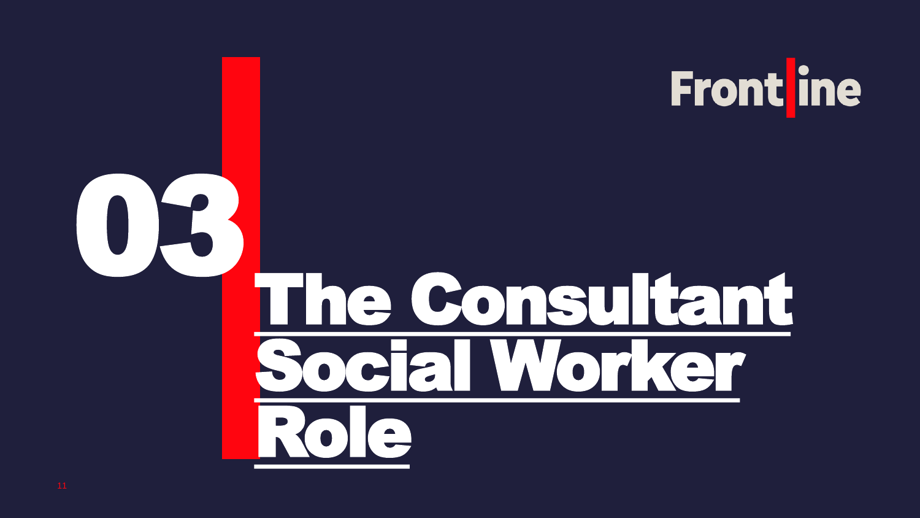# 03 The Consultant Social Worker Role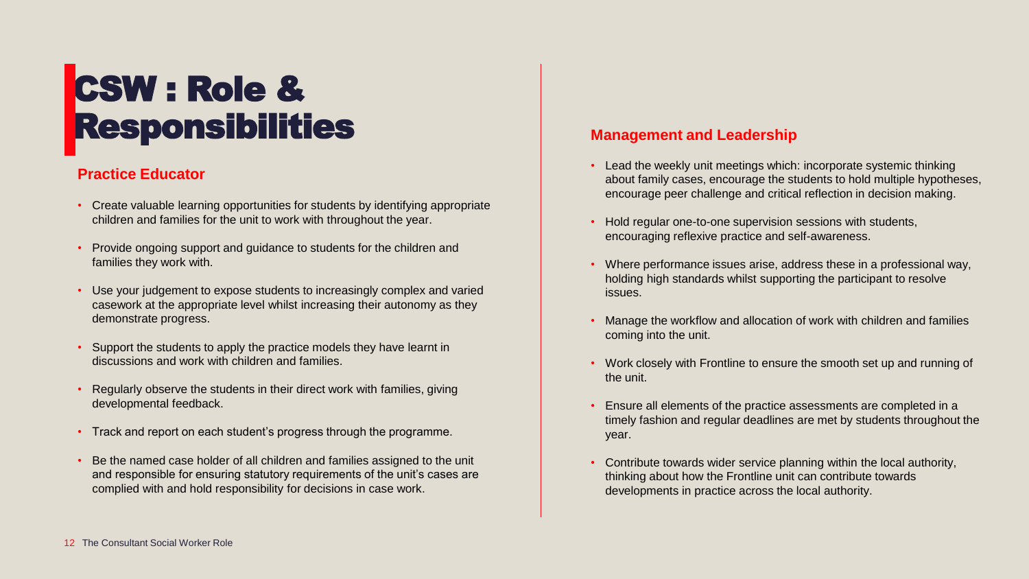# CSW : Role & Responsibilities

## Practice Educator

- Create valuable learning opportunities for students by identifying appropriate children and families for the unit to work with throughout the year.
- Provide ongoing support and guidance to students for the children and families they work with.
- Use your judgement to expose students to increasingly complex and varied casework at the appropriate level whilst increasing their autonomy as they demonstrate progress.
- Support the students to apply the practice models they have learnt in discussions and work with children and families.
- Regularly observe the students in their direct work with families, giving developmental feedback.
- Track and report on each student's progress through the programme.
- Be the named case holder of all children and families assigned to the unit and responsible for ensuring statutory requirements of the unit's cases are complied with and hold responsibility for decisions in case work.

## Management and Leadership

- Lead the weekly unit meetings which: incorporate systemic thinking about family cases, encourage the students to hold multiple hypotheses, encourage peer challenge and critical reflection in decision making.
- Hold regular one-to-one supervision sessions with students, encouraging reflexive practice and self-awareness.
- Where performance issues arise, address these in a professional way, holding high standards whilst supporting the participant to resolve issues.
- Manage the workflow and allocation of work with children and families coming into the unit.
- Work closely with Frontline to ensure the smooth set up and running of the unit.
- Ensure all elements of the practice assessments are completed in a timely fashion and regular deadlines are met by students throughout the year.
- Contribute towards wider service planning within the local authority, thinking about how the Frontline unit can contribute towards developments in practice across the local authority.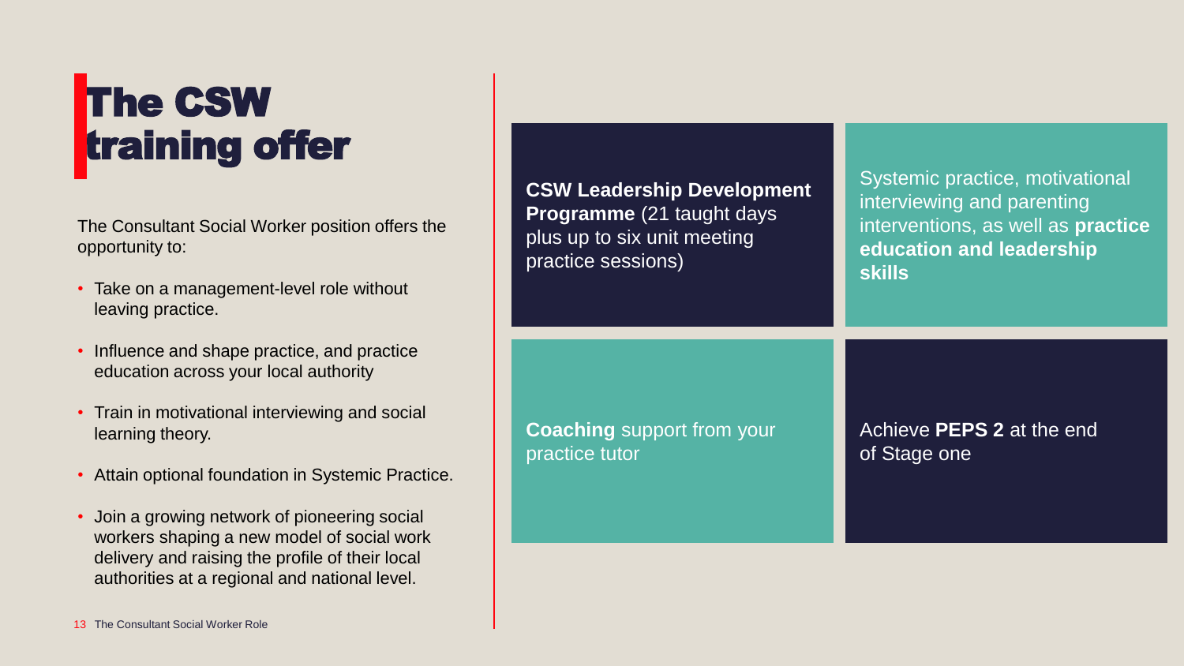# The CSW training offer

The Consultant Social Worker position offers the opportunity to:

- Take on a management-level role without leaving practice.
- Influence and shape practice, and practice education across your local authority
- Train in motivational interviewing and social learning theory.
- Attain optional foundation in Systemic Practice.
- Join a growing network of pioneering social workers shaping a new model of social work delivery and raising the profile of their local authorities at a regional and national level.

**CSW Leadership Development Programme** (21 taught days plus up to six unit meeting practice sessions)

Systemic practice, motivational interviewing and parenting interventions, as well as **practice education and leadership skills**

**Coaching** support from your practice tutor

Achieve **PEPS 2** at the end of Stage one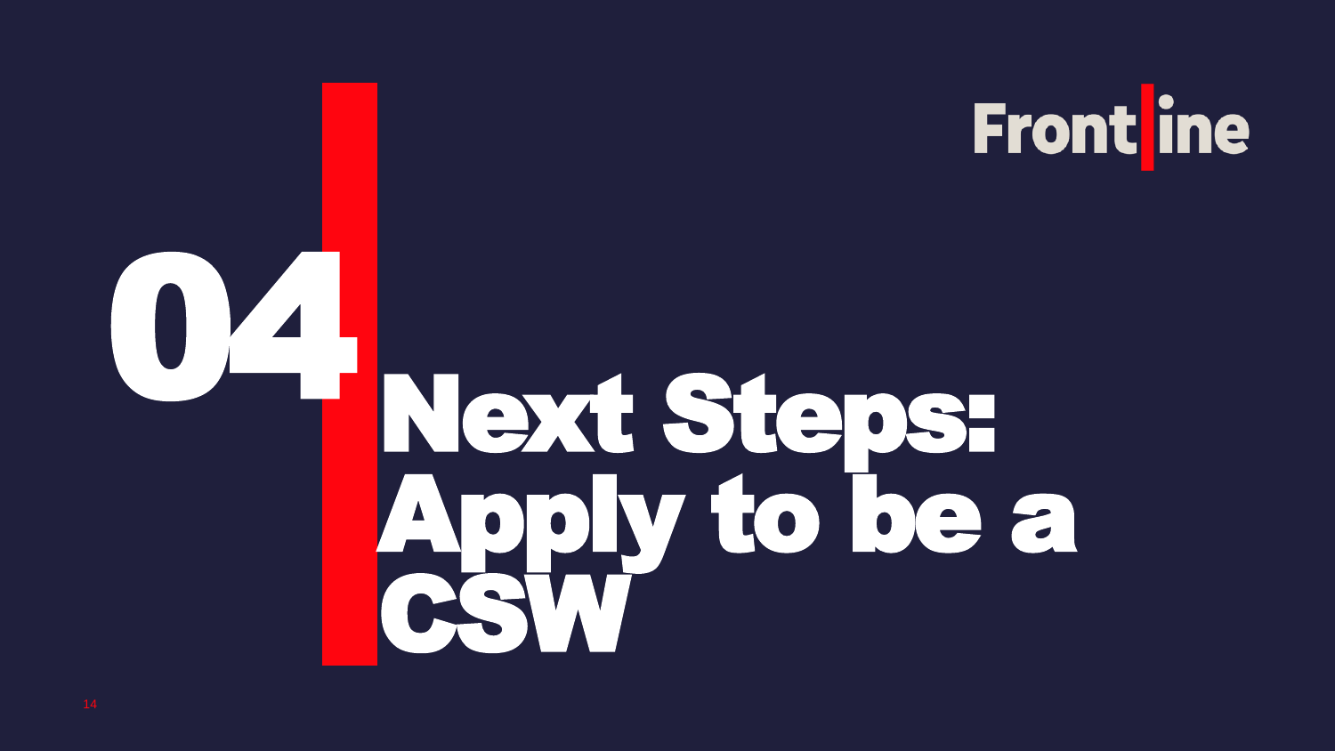# 04 Next Steps: Apply to be a CSW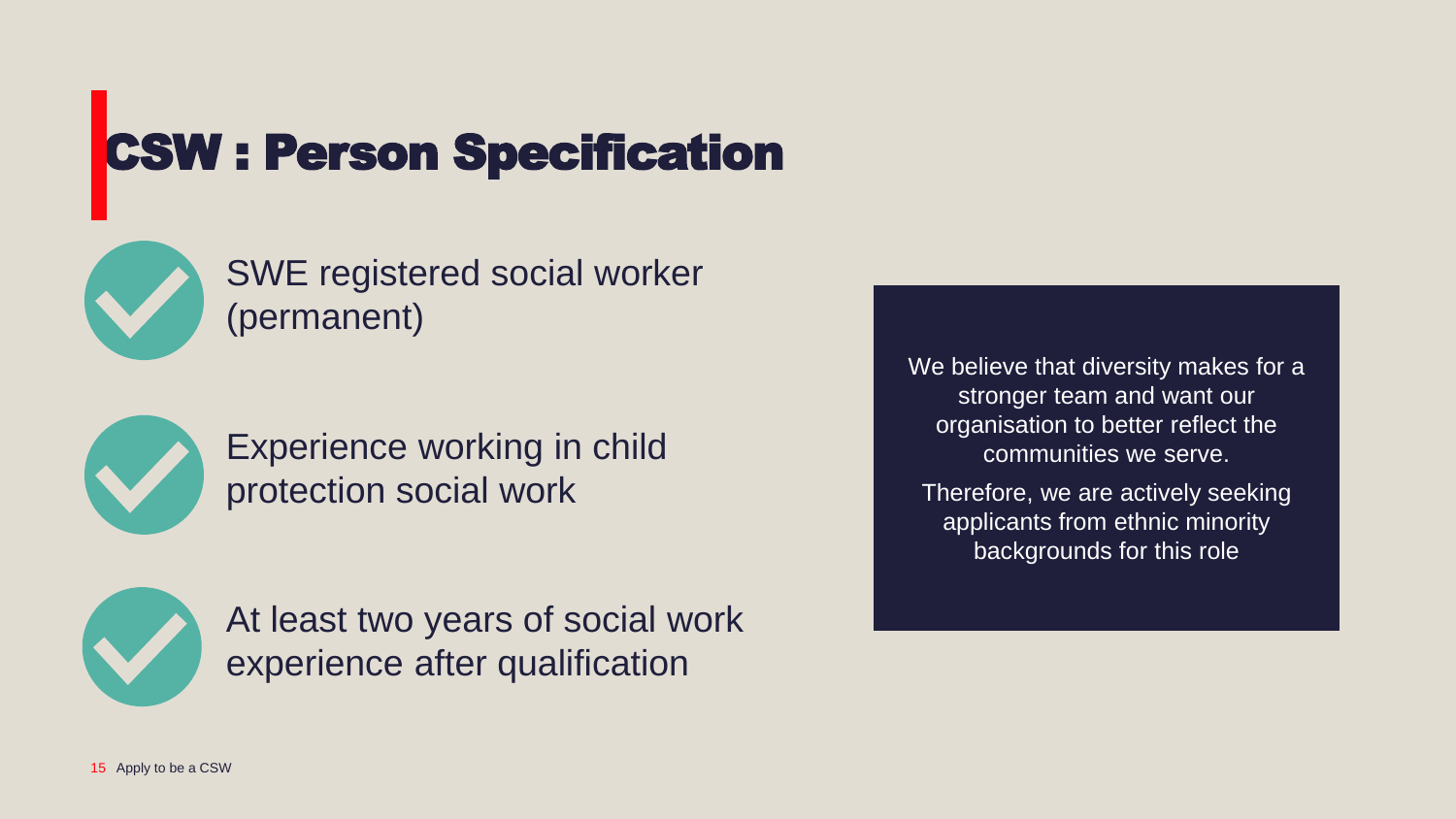# CSW : Person Specification

- SWE registered social worker (permanent)
- Experience working in child protection social work
- At least two years of social work experience after qualification

We believe that diversity makes for a stronger team and want our organisation to better reflect the communities we serve.

Therefore, we are actively seeking applicants from ethnic minority backgrounds for this role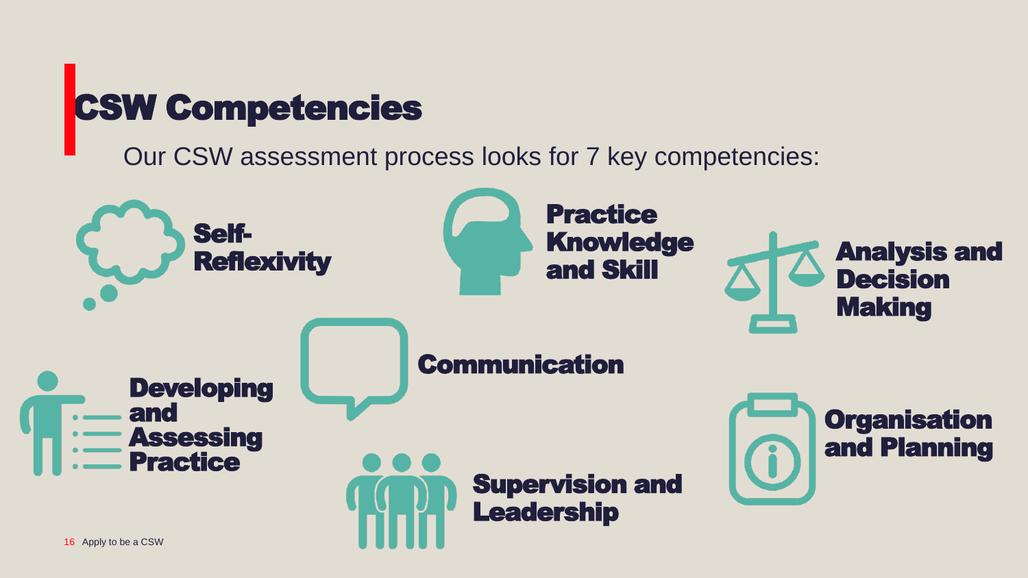# CSW Competencies

Our CSW assessment process looks for 7 key competencies:

- Self-Reflexivity
- Practice Knowledge and Skill
- Analysis and Decision Making
- Developing and Assessing Practice
- Communication
- Organisation and Planning
- Supervision and Leadership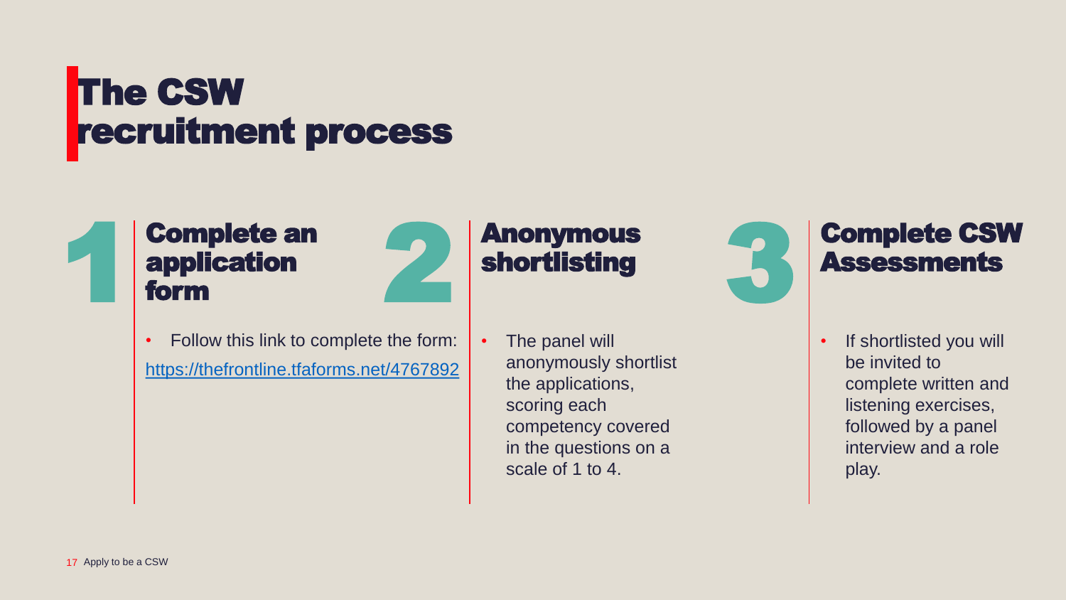# The CSW recruitment process

## 1 Complete an application form

- Follow this link to complete the form: https://thefrontline.tfaforms.net/4767892

## 2 Anonymous shortlisting

- The panel will anonymously shortlist the applications, scoring each competency covered in the questions on a scale of 1 to 4.

## 3 Complete CSW Assessments

- If shortlisted you will be invited to complete written and listening exercises, followed by a panel interview and a role play.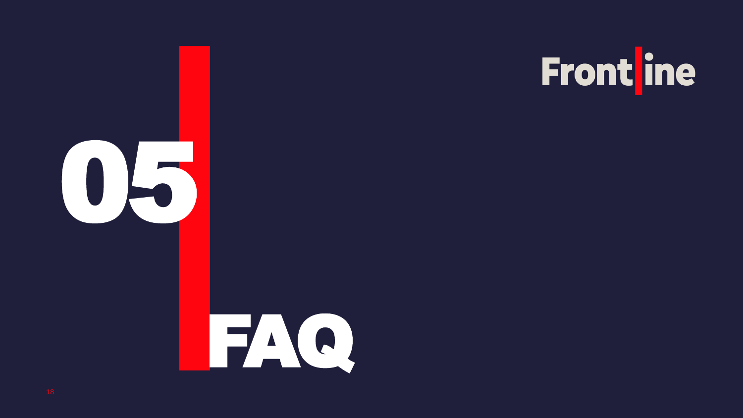Frontline

# 05

# FAQ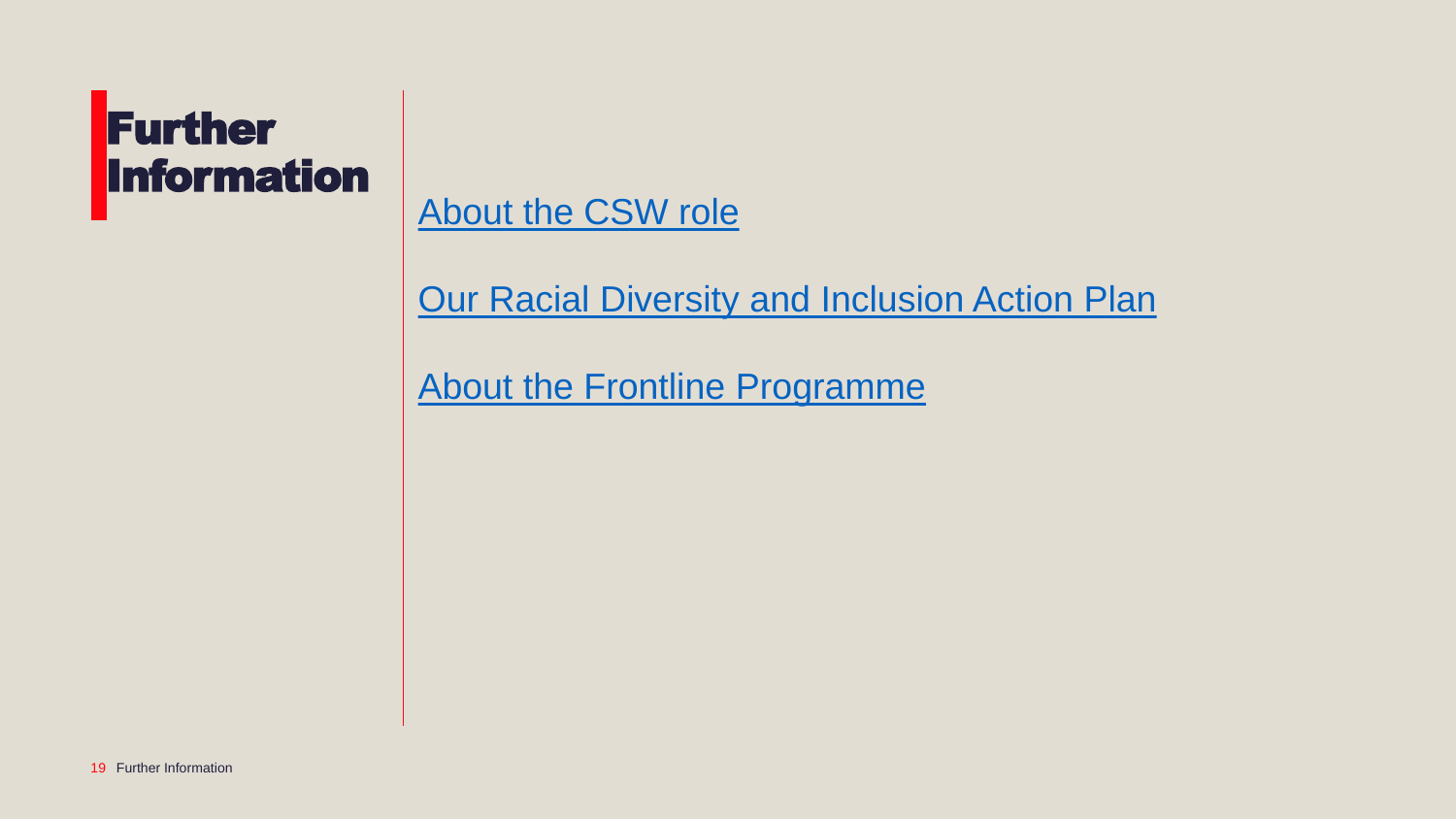# Further Information

About the CSW role

Our Racial Diversity and Inclusion Action Plan

About the Frontline Programme